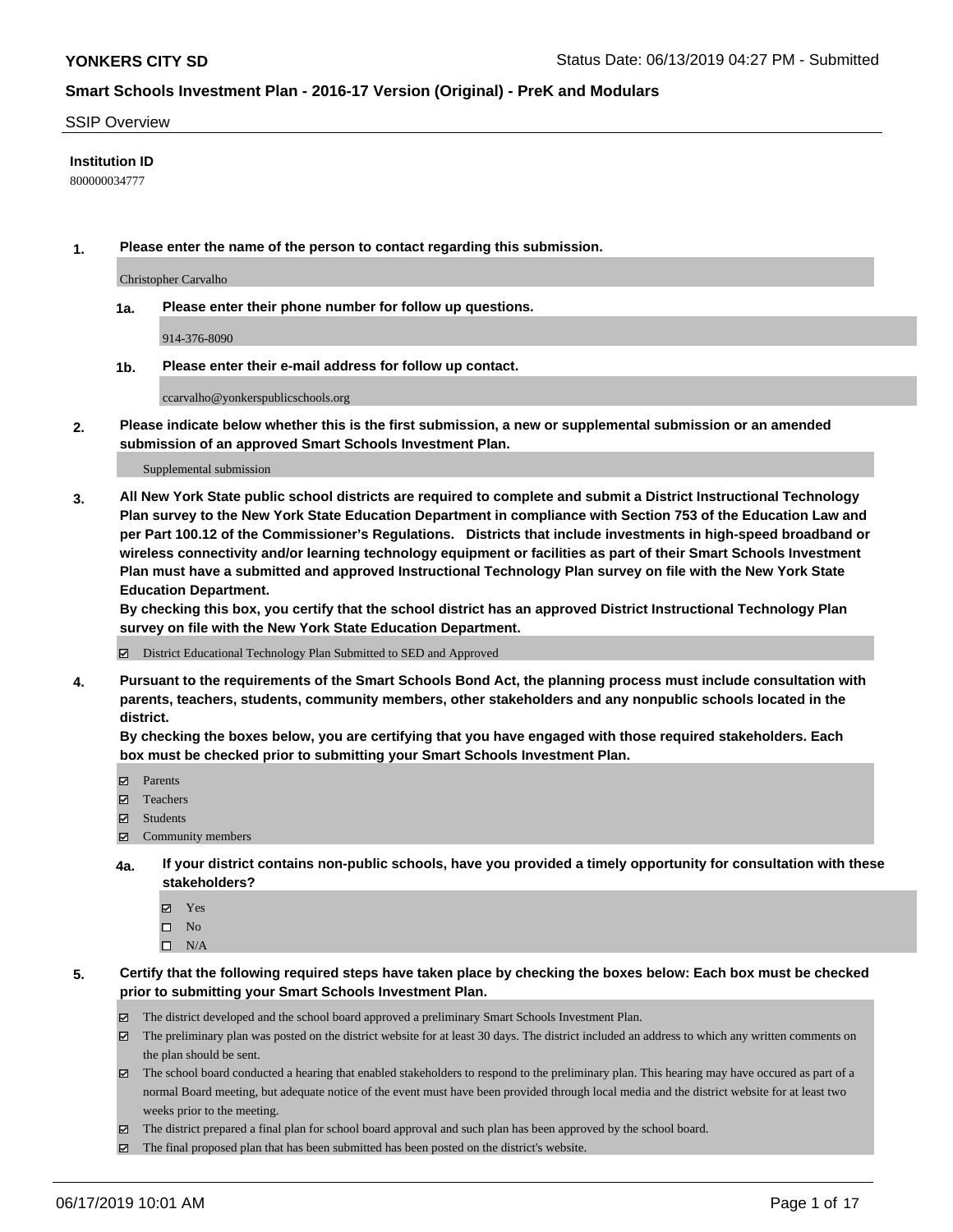# Smart Schools Investment Plan - 2016-17 Version (Original) - PreK and Modulars

## SSIP Overview

**Institution ID**

800000034777

**1. Please enter the name of the person to contact regarding this submission.**

Christopher Carvalho

**1a. Please enter their phone number for follow up questions.**

914-376-8090

**1b. Please enter their e-mail address for follow up contact.**

ccarvalho@yonkerspublicschools.org

**2. Please indicate below whether this is the first submission, a new or supplemental submission or an amended submission of an approved Smart Schools Investment Plan.**

Supplemental submission

**3. All New York State public school districts are required to complete and submit a District Instructional Technology Plan survey to the New York State Education Department in compliance with Section 753 of the Education Law and per Part 100.12 of the Commissioner's Regulations. Districts that include investments in high-speed broadband or wireless connectivity and/or learning technology equipment or facilities as part of their Smart Schools Investment Plan must have a submitted and approved Instructional Technology Plan survey on file with the New York State Education Department.**
**By checking this box, you certify that the school district has an approved District Instructional Technology Plan survey on file with the New York State Education Department.**

- [x] District Educational Technology Plan Submitted to SED and Approved

**4. Pursuant to the requirements of the Smart Schools Bond Act, the planning process must include consultation with parents, teachers, students, community members, other stakeholders and any nonpublic schools located in the district.**
**By checking the boxes below, you are certifying that you have engaged with those required stakeholders. Each box must be checked prior to submitting your Smart Schools Investment Plan.**

- [x] Parents
- [x] Teachers
- [x] Students
- [x] Community members

**4a. If your district contains non-public schools, have you provided a timely opportunity for consultation with these stakeholders?**

- [x] Yes
- [ ] No
- [ ] N/A

**5. Certify that the following required steps have taken place by checking the boxes below: Each box must be checked prior to submitting your Smart Schools Investment Plan.**

- [x] The district developed and the school board approved a preliminary Smart Schools Investment Plan.
- [x] The preliminary plan was posted on the district website for at least 30 days. The district included an address to which any written comments on the plan should be sent.
- [x] The school board conducted a hearing that enabled stakeholders to respond to the preliminary plan. This hearing may have occured as part of a normal Board meeting, but adequate notice of the event must have been provided through local media and the district website for at least two weeks prior to the meeting.
- [x] The district prepared a final plan for school board approval and such plan has been approved by the school board.
- [x] The final proposed plan that has been submitted has been posted on the district's website.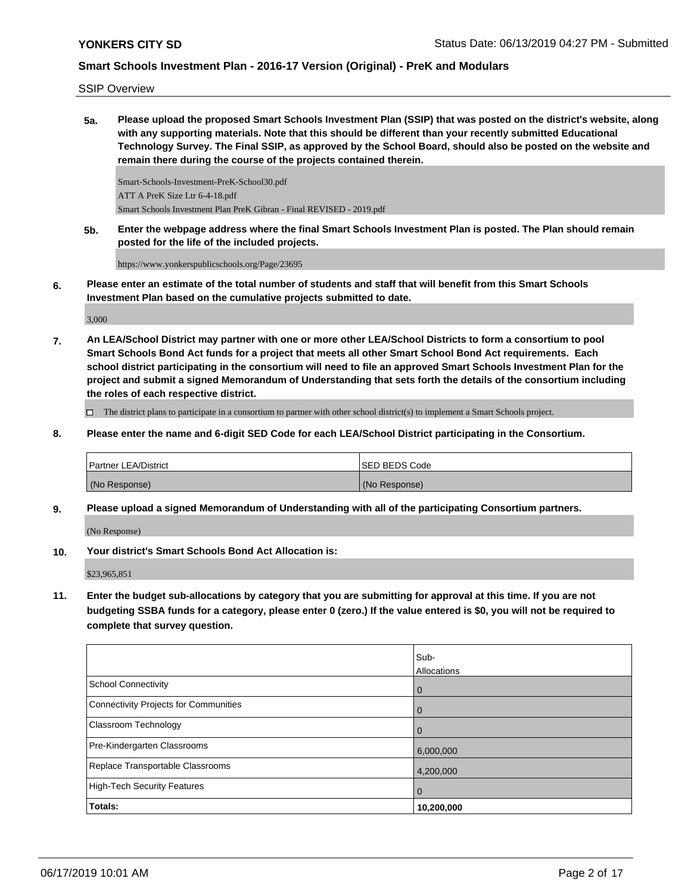SSIP Overview

**5a. Please upload the proposed Smart Schools Investment Plan (SSIP) that was posted on the district's website, along with any supporting materials. Note that this should be different than your recently submitted Educational Technology Survey. The Final SSIP, as approved by the School Board, should also be posted on the website and remain there during the course of the projects contained therein.**

Smart-Schools-Investment-PreK-School30.pdf
ATT A PreK Size Ltr 6-4-18.pdf
Smart Schools Investment Plan PreK Gibran - Final REVISED - 2019.pdf

**5b. Enter the webpage address where the final Smart Schools Investment Plan is posted. The Plan should remain posted for the life of the included projects.**

https://www.yonkerspublicschools.org/Page/23695

**6. Please enter an estimate of the total number of students and staff that will benefit from this Smart Schools Investment Plan based on the cumulative projects submitted to date.**

3,000

**7. An LEA/School District may partner with one or more other LEA/School Districts to form a consortium to pool Smart Schools Bond Act funds for a project that meets all other Smart School Bond Act requirements. Each school district participating in the consortium will need to file an approved Smart Schools Investment Plan for the project and submit a signed Memorandum of Understanding that sets forth the details of the consortium including the roles of each respective district.**

☐ The district plans to participate in a consortium to partner with other school district(s) to implement a Smart Schools project.

**8. Please enter the name and 6-digit SED Code for each LEA/School District participating in the Consortium.**

| Partner LEA/District | SED BEDS Code |
|---|---|
| (No Response) | (No Response) |

**9. Please upload a signed Memorandum of Understanding with all of the participating Consortium partners.**

(No Response)

**10. Your district's Smart Schools Bond Act Allocation is:**

$23,965,851

**11. Enter the budget sub-allocations by category that you are submitting for approval at this time. If you are not budgeting SSBA funds for a category, please enter 0 (zero.) If the value entered is $0, you will not be required to complete that survey question.**

| | Sub-Allocations |
|---|---|
| School Connectivity | 0 |
| Connectivity Projects for Communities | 0 |
| Classroom Technology | 0 |
| Pre-Kindergarten Classrooms | 6,000,000 |
| Replace Transportable Classrooms | 4,200,000 |
| High-Tech Security Features | 0 |
| **Totals:** | **10,200,000** |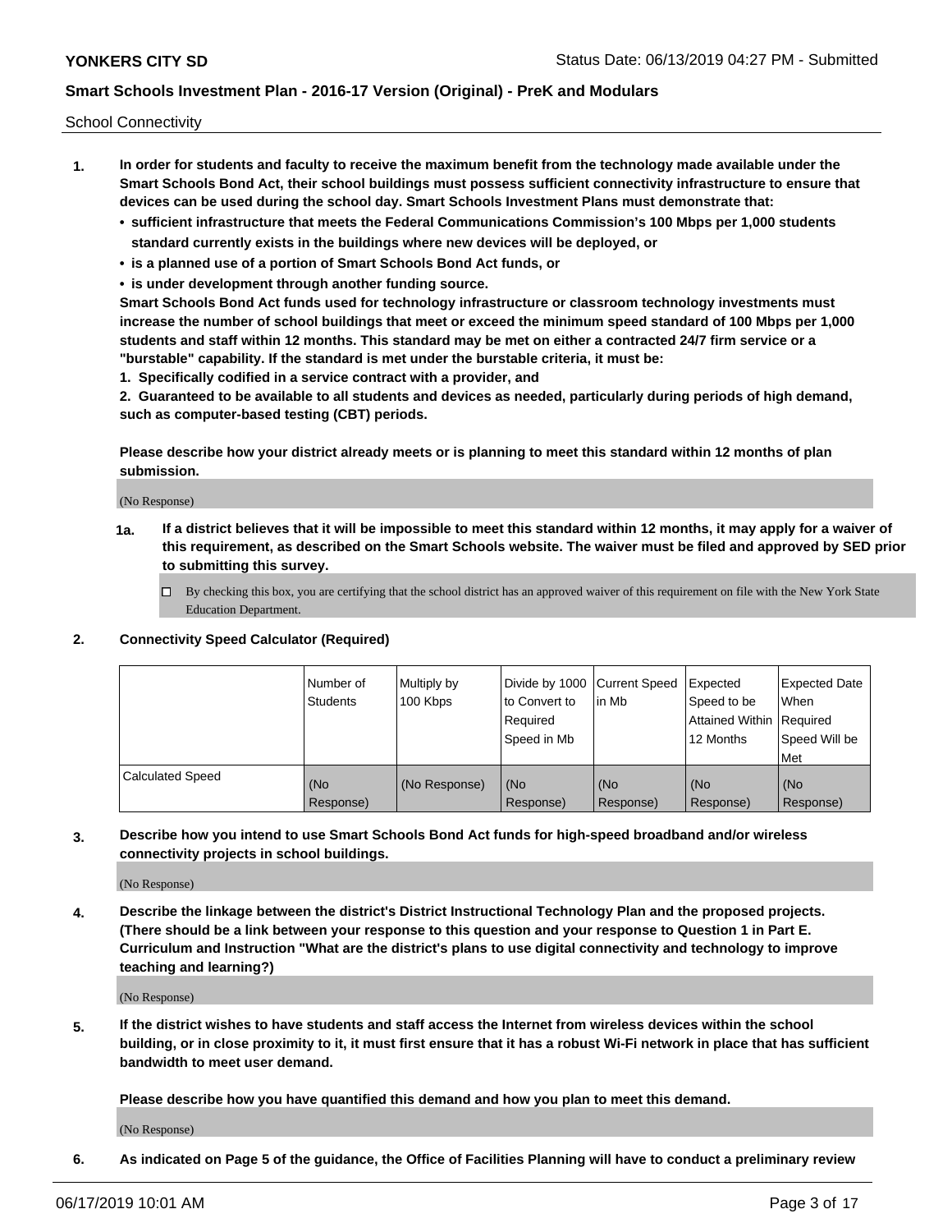School Connectivity

1. **In order for students and faculty to receive the maximum benefit from the technology made available under the Smart Schools Bond Act, their school buildings must possess sufficient connectivity infrastructure to ensure that devices can be used during the school day. Smart Schools Investment Plans must demonstrate that:**
   - **sufficient infrastructure that meets the Federal Communications Commission's 100 Mbps per 1,000 students standard currently exists in the buildings where new devices will be deployed, or**
   - **is a planned use of a portion of Smart Schools Bond Act funds, or**
   - **is under development through another funding source.**

   **Smart Schools Bond Act funds used for technology infrastructure or classroom technology investments must increase the number of school buildings that meet or exceed the minimum speed standard of 100 Mbps per 1,000 students and staff within 12 months. This standard may be met on either a contracted 24/7 firm service or a "burstable" capability. If the standard is met under the burstable criteria, it must be:**

   **1. Specifically codified in a service contract with a provider, and**

   **2. Guaranteed to be available to all students and devices as needed, particularly during periods of high demand, such as computer-based testing (CBT) periods.**

   **Please describe how your district already meets or is planning to meet this standard within 12 months of plan submission.**

   (No Response)

   **1a. If a district believes that it will be impossible to meet this standard within 12 months, it may apply for a waiver of this requirement, as described on the Smart Schools website. The waiver must be filed and approved by SED prior to submitting this survey.**

   ☐ By checking this box, you are certifying that the school district has an approved waiver of this requirement on file with the New York State Education Department.

2. **Connectivity Speed Calculator (Required)**

| | Number of Students | Multiply by 100 Kbps | Divide by 1000 to Convert to Required Speed in Mb | Current Speed in Mb | Expected Speed to be Attained Within 12 Months | Expected Date When Required Speed Will be Met |
|---|---|---|---|---|---|---|
| Calculated Speed | (No Response) | (No Response) | (No Response) | (No Response) | (No Response) | (No Response) |

3. **Describe how you intend to use Smart Schools Bond Act funds for high-speed broadband and/or wireless connectivity projects in school buildings.**

   (No Response)

4. **Describe the linkage between the district's District Instructional Technology Plan and the proposed projects. (There should be a link between your response to this question and your response to Question 1 in Part E. Curriculum and Instruction "What are the district's plans to use digital connectivity and technology to improve teaching and learning?)**

   (No Response)

5. **If the district wishes to have students and staff access the Internet from wireless devices within the school building, or in close proximity to it, it must first ensure that it has a robust Wi-Fi network in place that has sufficient bandwidth to meet user demand.**

   **Please describe how you have quantified this demand and how you plan to meet this demand.**

   (No Response)

6. **As indicated on Page 5 of the guidance, the Office of Facilities Planning will have to conduct a preliminary review**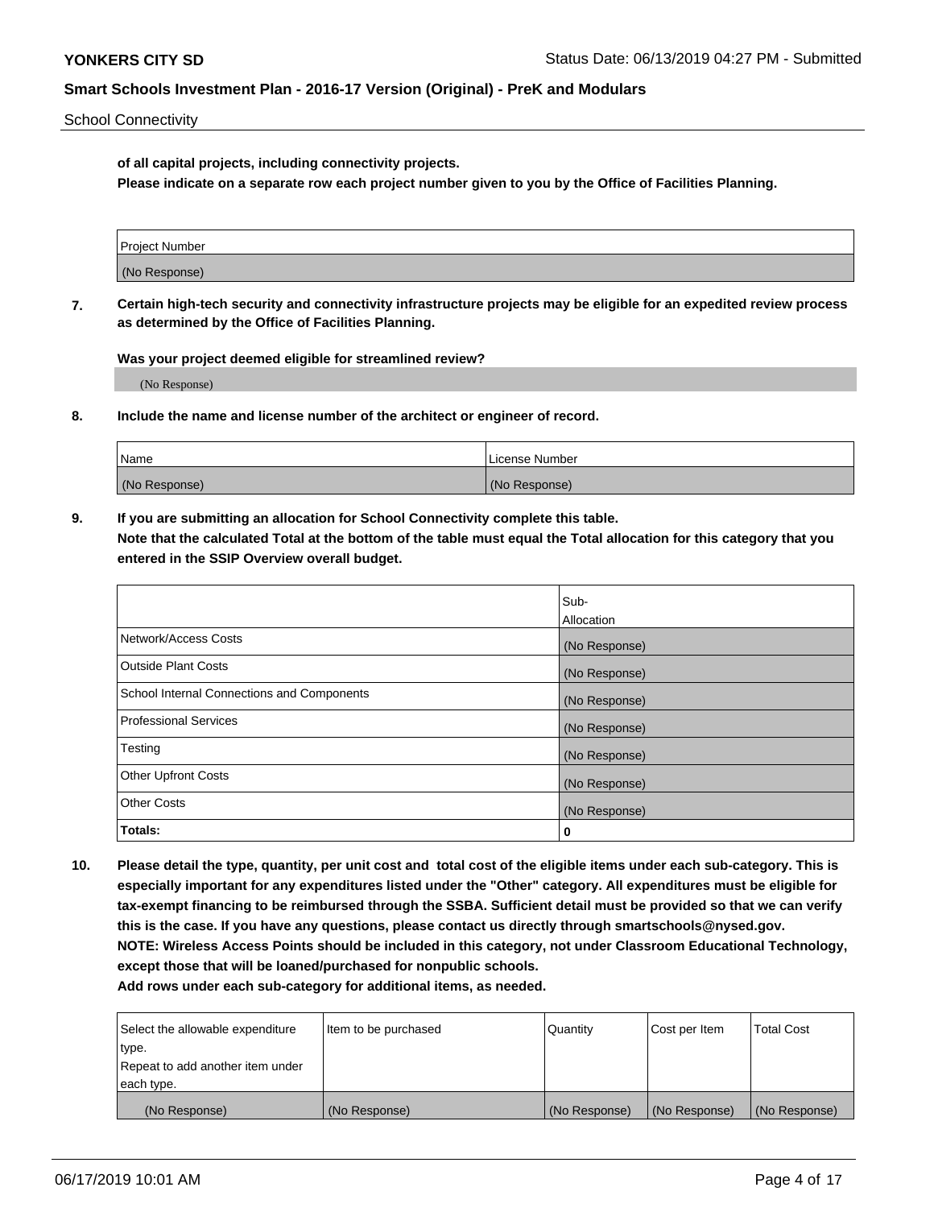**of all capital projects, including connectivity projects.**

**Please indicate on a separate row each project number given to you by the Office of Facilities Planning.**

| Project Number |
| --- |
| (No Response) |

**7. Certain high-tech security and connectivity infrastructure projects may be eligible for an expedited review process as determined by the Office of Facilities Planning.**

**Was your project deemed eligible for streamlined review?**

(No Response)

**8. Include the name and license number of the architect or engineer of record.**

| Name | License Number |
| --- | --- |
| (No Response) | (No Response) |

**9. If you are submitting an allocation for School Connectivity complete this table.**

**Note that the calculated Total at the bottom of the table must equal the Total allocation for this category that you entered in the SSIP Overview overall budget.**

| | Sub-Allocation |
| --- | --- |
| Network/Access Costs | (No Response) |
| Outside Plant Costs | (No Response) |
| School Internal Connections and Components | (No Response) |
| Professional Services | (No Response) |
| Testing | (No Response) |
| Other Upfront Costs | (No Response) |
| Other Costs | (No Response) |
| **Totals:** | **0** |

**10. Please detail the type, quantity, per unit cost and total cost of the eligible items under each sub-category. This is especially important for any expenditures listed under the "Other" category. All expenditures must be eligible for tax-exempt financing to be reimbursed through the SSBA. Sufficient detail must be provided so that we can verify this is the case. If you have any questions, please contact us directly through smartschools@nysed.gov.**

**NOTE: Wireless Access Points should be included in this category, not under Classroom Educational Technology, except those that will be loaned/purchased for nonpublic schools.**

**Add rows under each sub-category for additional items, as needed.**

| Select the allowable expenditure type. Repeat to add another item under each type. | Item to be purchased | Quantity | Cost per Item | Total Cost |
| --- | --- | --- | --- | --- |
| (No Response) | (No Response) | (No Response) | (No Response) | (No Response) |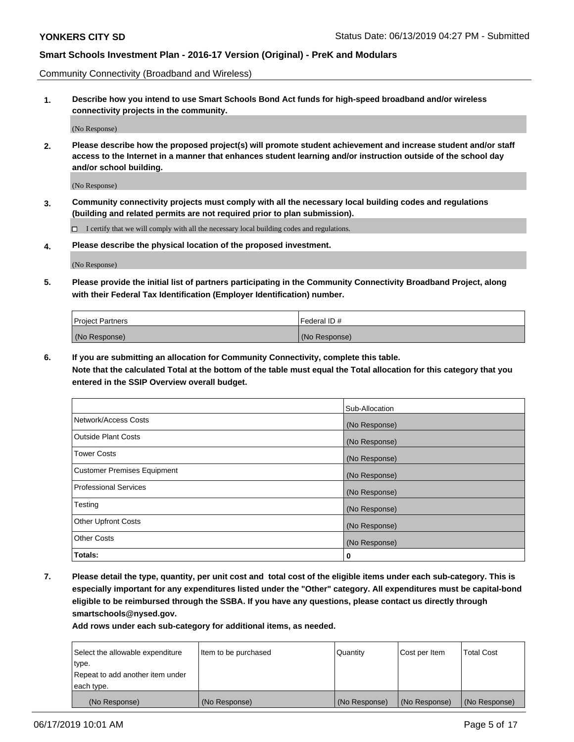Community Connectivity (Broadband and Wireless)

**1. Describe how you intend to use Smart Schools Bond Act funds for high-speed broadband and/or wireless connectivity projects in the community.**

(No Response)

**2. Please describe how the proposed project(s) will promote student achievement and increase student and/or staff access to the Internet in a manner that enhances student learning and/or instruction outside of the school day and/or school building.**

(No Response)

**3. Community connectivity projects must comply with all the necessary local building codes and regulations (building and related permits are not required prior to plan submission).**

☐ I certify that we will comply with all the necessary local building codes and regulations.

**4. Please describe the physical location of the proposed investment.**

(No Response)

**5. Please provide the initial list of partners participating in the Community Connectivity Broadband Project, along with their Federal Tax Identification (Employer Identification) number.**

| Project Partners | Federal ID # |
| --- | --- |
| (No Response) | (No Response) |

**6. If you are submitting an allocation for Community Connectivity, complete this table. Note that the calculated Total at the bottom of the table must equal the Total allocation for this category that you entered in the SSIP Overview overall budget.**

| | Sub-Allocation |
| --- | --- |
| Network/Access Costs | (No Response) |
| Outside Plant Costs | (No Response) |
| Tower Costs | (No Response) |
| Customer Premises Equipment | (No Response) |
| Professional Services | (No Response) |
| Testing | (No Response) |
| Other Upfront Costs | (No Response) |
| Other Costs | (No Response) |
| **Totals:** | **0** |

**7. Please detail the type, quantity, per unit cost and total cost of the eligible items under each sub-category. This is especially important for any expenditures listed under the "Other" category. All expenditures must be capital-bond eligible to be reimbursed through the SSBA. If you have any questions, please contact us directly through smartschools@nysed.gov.**

**Add rows under each sub-category for additional items, as needed.**

| Select the allowable expenditure type. Repeat to add another item under each type. | Item to be purchased | Quantity | Cost per Item | Total Cost |
| --- | --- | --- | --- | --- |
| (No Response) | (No Response) | (No Response) | (No Response) | (No Response) |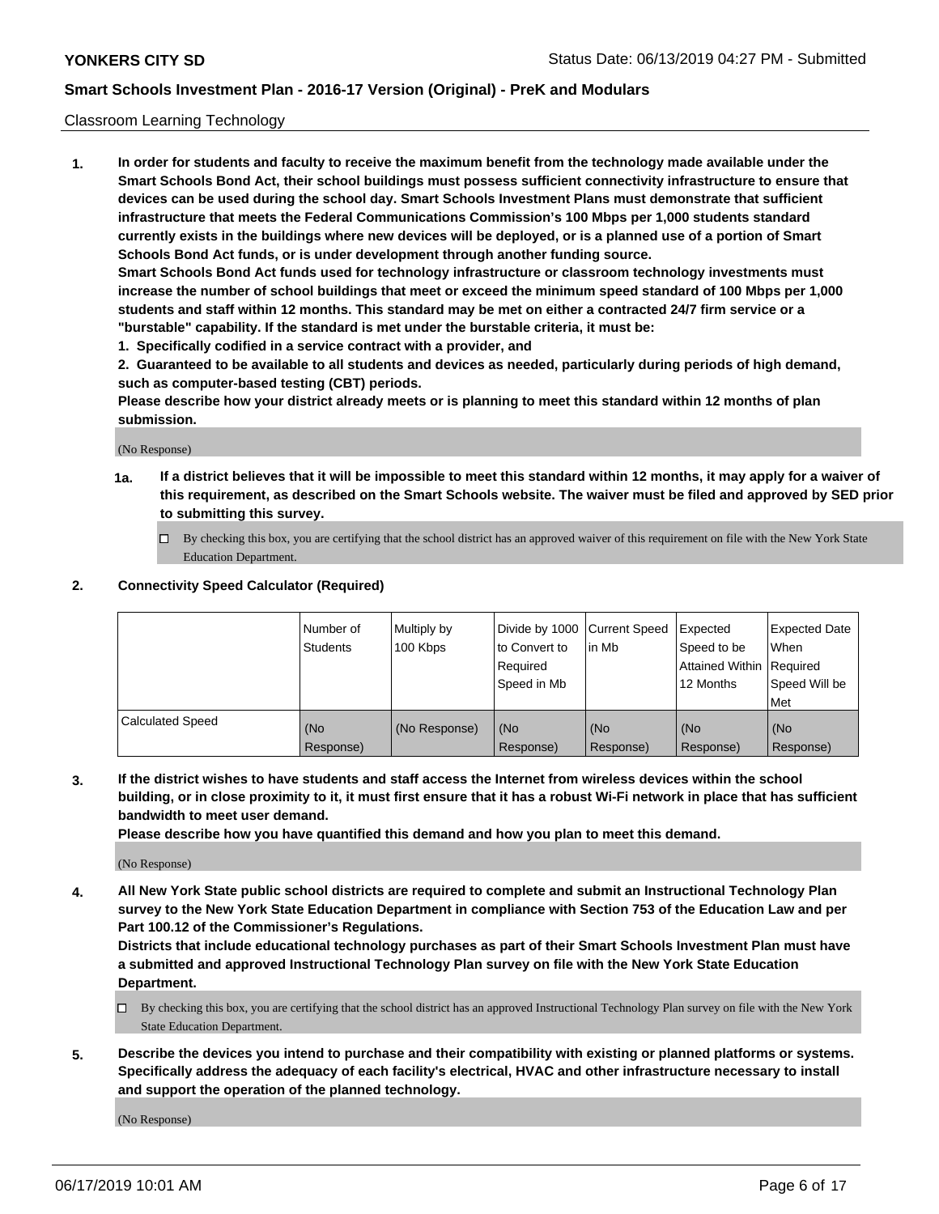Classroom Learning Technology

1. **In order for students and faculty to receive the maximum benefit from the technology made available under the Smart Schools Bond Act, their school buildings must possess sufficient connectivity infrastructure to ensure that devices can be used during the school day. Smart Schools Investment Plans must demonstrate that sufficient infrastructure that meets the Federal Communications Commission's 100 Mbps per 1,000 students standard currently exists in the buildings where new devices will be deployed, or is a planned use of a portion of Smart Schools Bond Act funds, or is under development through another funding source.**
   **Smart Schools Bond Act funds used for technology infrastructure or classroom technology investments must increase the number of school buildings that meet or exceed the minimum speed standard of 100 Mbps per 1,000 students and staff within 12 months. This standard may be met on either a contracted 24/7 firm service or a "burstable" capability. If the standard is met under the burstable criteria, it must be:**
   **1. Specifically codified in a service contract with a provider, and**
   **2. Guaranteed to be available to all students and devices as needed, particularly during periods of high demand, such as computer-based testing (CBT) periods.**
   **Please describe how your district already meets or is planning to meet this standard within 12 months of plan submission.**

   (No Response)

   **1a. If a district believes that it will be impossible to meet this standard within 12 months, it may apply for a waiver of this requirement, as described on the Smart Schools website. The waiver must be filed and approved by SED prior to submitting this survey.**

   ☐ By checking this box, you are certifying that the school district has an approved waiver of this requirement on file with the New York State Education Department.

2. **Connectivity Speed Calculator (Required)**

| | Number of Students | Multiply by 100 Kbps | Divide by 1000 to Convert to Required Speed in Mb | Current Speed in Mb | Expected Speed to be Attained Within 12 Months | Expected Date When Required Speed Will be Met |
|---|---|---|---|---|---|---|
| Calculated Speed | (No Response) | (No Response) | (No Response) | (No Response) | (No Response) | (No Response) |

3. **If the district wishes to have students and staff access the Internet from wireless devices within the school building, or in close proximity to it, it must first ensure that it has a robust Wi-Fi network in place that has sufficient bandwidth to meet user demand.**
   **Please describe how you have quantified this demand and how you plan to meet this demand.**

   (No Response)

4. **All New York State public school districts are required to complete and submit an Instructional Technology Plan survey to the New York State Education Department in compliance with Section 753 of the Education Law and per Part 100.12 of the Commissioner's Regulations.**
   **Districts that include educational technology purchases as part of their Smart Schools Investment Plan must have a submitted and approved Instructional Technology Plan survey on file with the New York State Education Department.**

   ☐ By checking this box, you are certifying that the school district has an approved Instructional Technology Plan survey on file with the New York State Education Department.

5. **Describe the devices you intend to purchase and their compatibility with existing or planned platforms or systems. Specifically address the adequacy of each facility's electrical, HVAC and other infrastructure necessary to install and support the operation of the planned technology.**

   (No Response)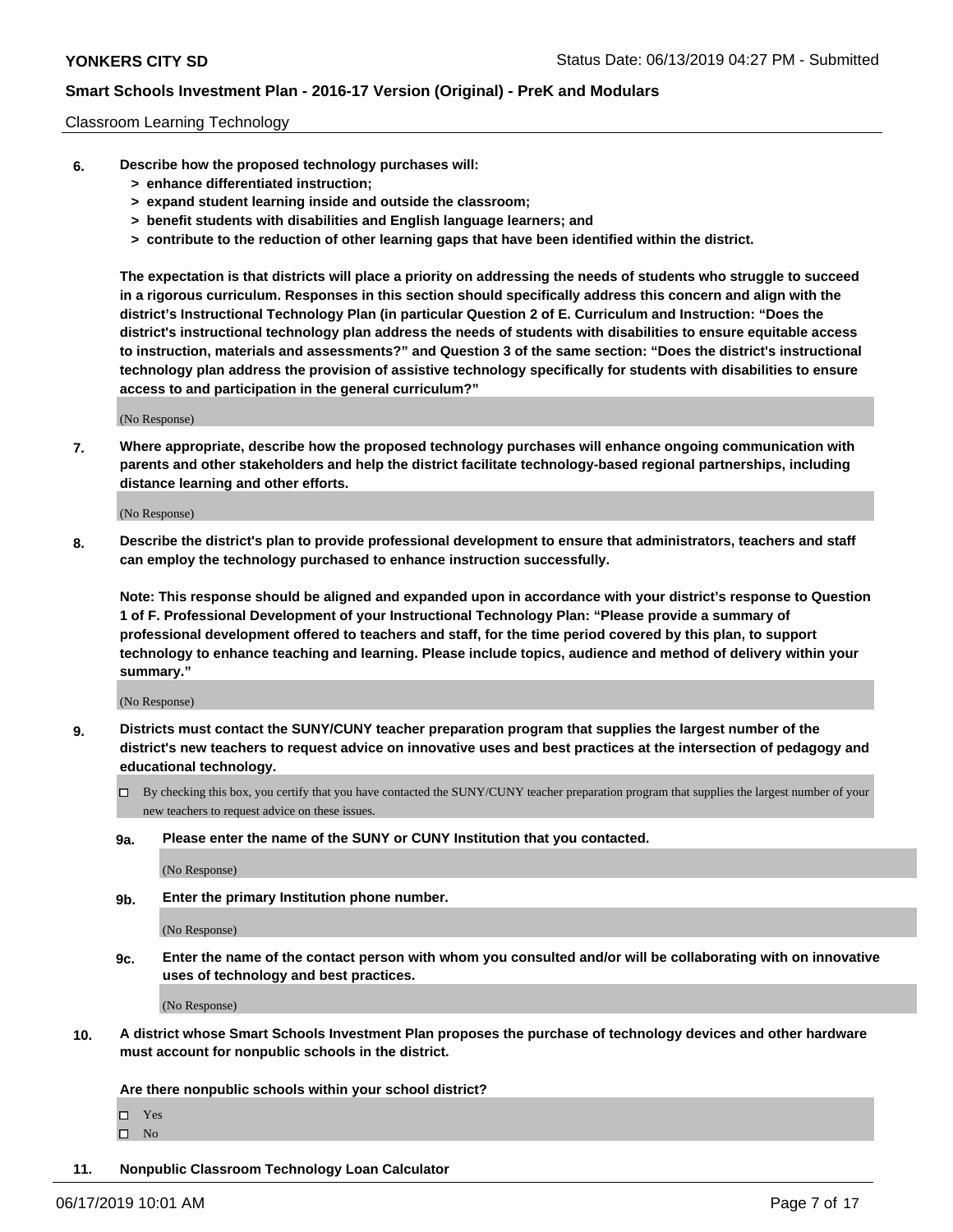Classroom Learning Technology

**6. Describe how the proposed technology purchases will:**
- **> enhance differentiated instruction;**
- **> expand student learning inside and outside the classroom;**
- **> benefit students with disabilities and English language learners; and**
- **> contribute to the reduction of other learning gaps that have been identified within the district.**

**The expectation is that districts will place a priority on addressing the needs of students who struggle to succeed in a rigorous curriculum. Responses in this section should specifically address this concern and align with the district's Instructional Technology Plan (in particular Question 2 of E. Curriculum and Instruction: "Does the district's instructional technology plan address the needs of students with disabilities to ensure equitable access to instruction, materials and assessments?" and Question 3 of the same section: "Does the district's instructional technology plan address the provision of assistive technology specifically for students with disabilities to ensure access to and participation in the general curriculum?"**

(No Response)

**7. Where appropriate, describe how the proposed technology purchases will enhance ongoing communication with parents and other stakeholders and help the district facilitate technology-based regional partnerships, including distance learning and other efforts.**

(No Response)

**8. Describe the district's plan to provide professional development to ensure that administrators, teachers and staff can employ the technology purchased to enhance instruction successfully.**

**Note: This response should be aligned and expanded upon in accordance with your district's response to Question 1 of F. Professional Development of your Instructional Technology Plan: "Please provide a summary of professional development offered to teachers and staff, for the time period covered by this plan, to support technology to enhance teaching and learning. Please include topics, audience and method of delivery within your summary."**

(No Response)

**9. Districts must contact the SUNY/CUNY teacher preparation program that supplies the largest number of the district's new teachers to request advice on innovative uses and best practices at the intersection of pedagogy and educational technology.**

☐ By checking this box, you certify that you have contacted the SUNY/CUNY teacher preparation program that supplies the largest number of your new teachers to request advice on these issues.

**9a. Please enter the name of the SUNY or CUNY Institution that you contacted.**

(No Response)

**9b. Enter the primary Institution phone number.**

(No Response)

**9c. Enter the name of the contact person with whom you consulted and/or will be collaborating with on innovative uses of technology and best practices.**

(No Response)

**10. A district whose Smart Schools Investment Plan proposes the purchase of technology devices and other hardware must account for nonpublic schools in the district.**

**Are there nonpublic schools within your school district?**

☐ Yes
☐ No

**11. Nonpublic Classroom Technology Loan Calculator**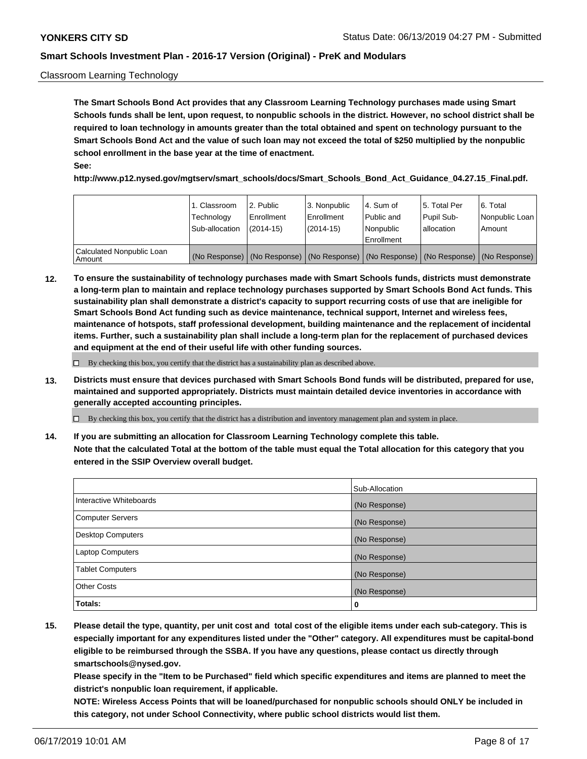Classroom Learning Technology

**The Smart Schools Bond Act provides that any Classroom Learning Technology purchases made using Smart Schools funds shall be lent, upon request, to nonpublic schools in the district. However, no school district shall be required to loan technology in amounts greater than the total obtained and spent on technology pursuant to the Smart Schools Bond Act and the value of such loan may not exceed the total of $250 multiplied by the nonpublic school enrollment in the base year at the time of enactment.**

**See:**

**http://www.p12.nysed.gov/mgtserv/smart_schools/docs/Smart_Schools_Bond_Act_Guidance_04.27.15_Final.pdf.**

| | 1. Classroom Technology Sub-allocation | 2. Public Enrollment (2014-15) | 3. Nonpublic Enrollment (2014-15) | 4. Sum of Public and Nonpublic Enrollment | 5. Total Per Pupil Sub-allocation | 6. Total Nonpublic Loan Amount |
|---|---|---|---|---|---|---|
| Calculated Nonpublic Loan Amount | (No Response) | (No Response) | (No Response) | (No Response) | (No Response) | (No Response) |

**12. To ensure the sustainability of technology purchases made with Smart Schools funds, districts must demonstrate a long-term plan to maintain and replace technology purchases supported by Smart Schools Bond Act funds. This sustainability plan shall demonstrate a district's capacity to support recurring costs of use that are ineligible for Smart Schools Bond Act funding such as device maintenance, technical support, Internet and wireless fees, maintenance of hotspots, staff professional development, building maintenance and the replacement of incidental items. Further, such a sustainability plan shall include a long-term plan for the replacement of purchased devices and equipment at the end of their useful life with other funding sources.**

☐ By checking this box, you certify that the district has a sustainability plan as described above.

**13. Districts must ensure that devices purchased with Smart Schools Bond funds will be distributed, prepared for use, maintained and supported appropriately. Districts must maintain detailed device inventories in accordance with generally accepted accounting principles.**

☐ By checking this box, you certify that the district has a distribution and inventory management plan and system in place.

**14. If you are submitting an allocation for Classroom Learning Technology complete this table.**
**Note that the calculated Total at the bottom of the table must equal the Total allocation for this category that you entered in the SSIP Overview overall budget.**

| | Sub-Allocation |
|---|---|
| Interactive Whiteboards | (No Response) |
| Computer Servers | (No Response) |
| Desktop Computers | (No Response) |
| Laptop Computers | (No Response) |
| Tablet Computers | (No Response) |
| Other Costs | (No Response) |
| **Totals:** | **0** |

**15. Please detail the type, quantity, per unit cost and total cost of the eligible items under each sub-category. This is especially important for any expenditures listed under the "Other" category. All expenditures must be capital-bond eligible to be reimbursed through the SSBA. If you have any questions, please contact us directly through smartschools@nysed.gov.**

**Please specify in the "Item to be Purchased" field which specific expenditures and items are planned to meet the district's nonpublic loan requirement, if applicable.**

**NOTE: Wireless Access Points that will be loaned/purchased for nonpublic schools should ONLY be included in this category, not under School Connectivity, where public school districts would list them.**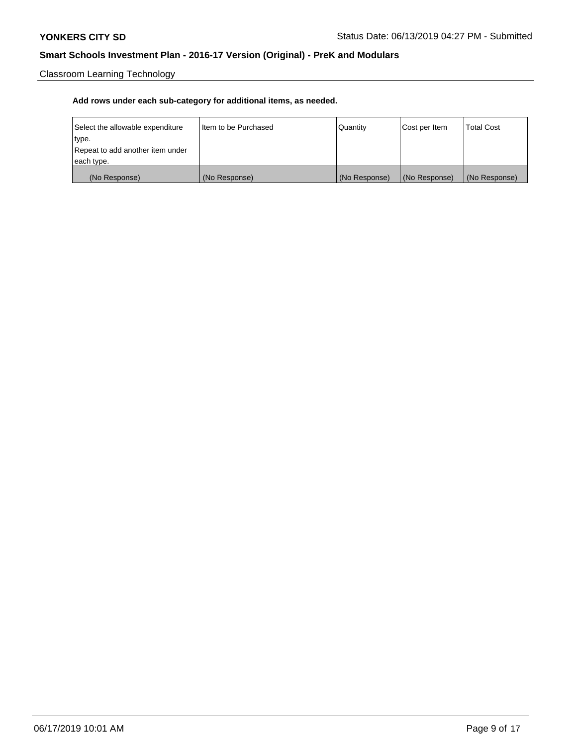Classroom Learning Technology

**Add rows under each sub-category for additional items, as needed.**

| Select the allowable expenditure type. Repeat to add another item under each type. | Item to be Purchased | Quantity | Cost per Item | Total Cost |
| --- | --- | --- | --- | --- |
| (No Response) | (No Response) | (No Response) | (No Response) | (No Response) |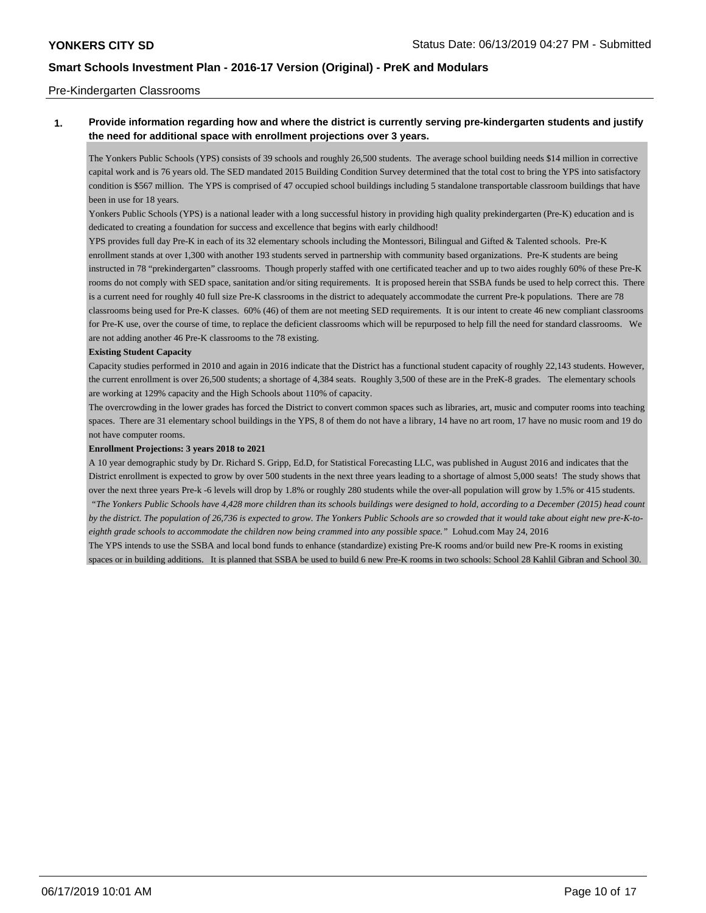Pre-Kindergarten Classrooms

**1. Provide information regarding how and where the district is currently serving pre-kindergarten students and justify the need for additional space with enrollment projections over 3 years.**

The Yonkers Public Schools (YPS) consists of 39 schools and roughly 26,500 students. The average school building needs $14 million in corrective capital work and is 76 years old. The SED mandated 2015 Building Condition Survey determined that the total cost to bring the YPS into satisfactory condition is $567 million. The YPS is comprised of 47 occupied school buildings including 5 standalone transportable classroom buildings that have been in use for 18 years.

Yonkers Public Schools (YPS) is a national leader with a long successful history in providing high quality prekindergarten (Pre-K) education and is dedicated to creating a foundation for success and excellence that begins with early childhood!

YPS provides full day Pre-K in each of its 32 elementary schools including the Montessori, Bilingual and Gifted & Talented schools. Pre-K enrollment stands at over 1,300 with another 193 students served in partnership with community based organizations. Pre-K students are being instructed in 78 "prekindergarten" classrooms. Though properly staffed with one certificated teacher and up to two aides roughly 60% of these Pre-K rooms do not comply with SED space, sanitation and/or siting requirements. It is proposed herein that SSBA funds be used to help correct this. There is a current need for roughly 40 full size Pre-K classrooms in the district to adequately accommodate the current Pre-k populations. There are 78 classrooms being used for Pre-K classes. 60% (46) of them are not meeting SED requirements. It is our intent to create 46 new compliant classrooms for Pre-K use, over the course of time, to replace the deficient classrooms which will be repurposed to help fill the need for standard classrooms. We are not adding another 46 Pre-K classrooms to the 78 existing.

**Existing Student Capacity**

Capacity studies performed in 2010 and again in 2016 indicate that the District has a functional student capacity of roughly 22,143 students. However, the current enrollment is over 26,500 students; a shortage of 4,384 seats. Roughly 3,500 of these are in the PreK-8 grades. The elementary schools are working at 129% capacity and the High Schools about 110% of capacity.

The overcrowding in the lower grades has forced the District to convert common spaces such as libraries, art, music and computer rooms into teaching spaces. There are 31 elementary school buildings in the YPS, 8 of them do not have a library, 14 have no art room, 17 have no music room and 19 do not have computer rooms.

**Enrollment Projections: 3 years 2018 to 2021**

A 10 year demographic study by Dr. Richard S. Gripp, Ed.D, for Statistical Forecasting LLC, was published in August 2016 and indicates that the District enrollment is expected to grow by over 500 students in the next three years leading to a shortage of almost 5,000 seats! The study shows that over the next three years Pre-k -6 levels will drop by 1.8% or roughly 280 students while the over-all population will grow by 1.5% or 415 students.

*"The Yonkers Public Schools have 4,428 more children than its schools buildings were designed to hold, according to a December (2015) head count by the district. The population of 26,736 is expected to grow. The Yonkers Public Schools are so crowded that it would take about eight new pre-K-to-eighth grade schools to accommodate the children now being crammed into any possible space."* Lohud.com May 24, 2016

The YPS intends to use the SSBA and local bond funds to enhance (standardize) existing Pre-K rooms and/or build new Pre-K rooms in existing spaces or in building additions. It is planned that SSBA be used to build 6 new Pre-K rooms in two schools: School 28 Kahlil Gibran and School 30.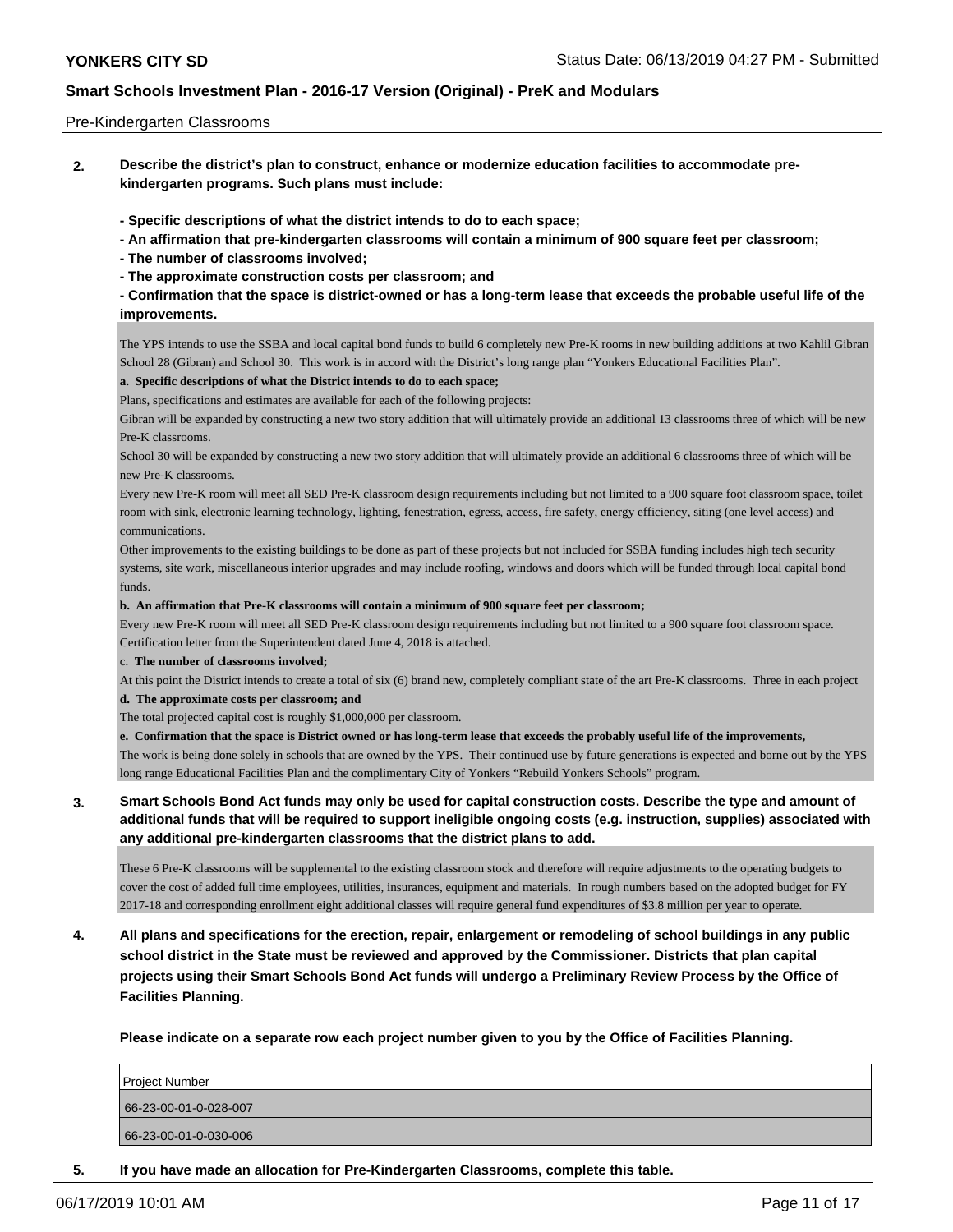Pre-Kindergarten Classrooms

**2. Describe the district's plan to construct, enhance or modernize education facilities to accommodate pre-kindergarten programs. Such plans must include:**

**- Specific descriptions of what the district intends to do to each space;**
**- An affirmation that pre-kindergarten classrooms will contain a minimum of 900 square feet per classroom;**
**- The number of classrooms involved;**
**- The approximate construction costs per classroom; and**
**- Confirmation that the space is district-owned or has a long-term lease that exceeds the probable useful life of the improvements.**

The YPS intends to use the SSBA and local capital bond funds to build 6 completely new Pre-K rooms in new building additions at two Kahlil Gibran School 28 (Gibran) and School 30. This work is in accord with the District's long range plan "Yonkers Educational Facilities Plan".

**a. Specific descriptions of what the District intends to do to each space;**

Plans, specifications and estimates are available for each of the following projects:

Gibran will be expanded by constructing a new two story addition that will ultimately provide an additional 13 classrooms three of which will be new Pre-K classrooms.

School 30 will be expanded by constructing a new two story addition that will ultimately provide an additional 6 classrooms three of which will be new Pre-K classrooms.

Every new Pre-K room will meet all SED Pre-K classroom design requirements including but not limited to a 900 square foot classroom space, toilet room with sink, electronic learning technology, lighting, fenestration, egress, access, fire safety, energy efficiency, siting (one level access) and communications.

Other improvements to the existing buildings to be done as part of these projects but not included for SSBA funding includes high tech security systems, site work, miscellaneous interior upgrades and may include roofing, windows and doors which will be funded through local capital bond funds.

**b. An affirmation that Pre-K classrooms will contain a minimum of 900 square feet per classroom;**

Every new Pre-K room will meet all SED Pre-K classroom design requirements including but not limited to a 900 square foot classroom space. Certification letter from the Superintendent dated June 4, 2018 is attached.

c. **The number of classrooms involved;**

At this point the District intends to create a total of six (6) brand new, completely compliant state of the art Pre-K classrooms. Three in each project

**d. The approximate costs per classroom; and**

The total projected capital cost is roughly $1,000,000 per classroom.

**e. Confirmation that the space is District owned or has long-term lease that exceeds the probably useful life of the improvements,**

The work is being done solely in schools that are owned by the YPS. Their continued use by future generations is expected and borne out by the YPS long range Educational Facilities Plan and the complimentary City of Yonkers "Rebuild Yonkers Schools" program.

**3. Smart Schools Bond Act funds may only be used for capital construction costs. Describe the type and amount of additional funds that will be required to support ineligible ongoing costs (e.g. instruction, supplies) associated with any additional pre-kindergarten classrooms that the district plans to add.**

These 6 Pre-K classrooms will be supplemental to the existing classroom stock and therefore will require adjustments to the operating budgets to cover the cost of added full time employees, utilities, insurances, equipment and materials. In rough numbers based on the adopted budget for FY 2017-18 and corresponding enrollment eight additional classes will require general fund expenditures of $3.8 million per year to operate.

**4. All plans and specifications for the erection, repair, enlargement or remodeling of school buildings in any public school district in the State must be reviewed and approved by the Commissioner. Districts that plan capital projects using their Smart Schools Bond Act funds will undergo a Preliminary Review Process by the Office of Facilities Planning.**

**Please indicate on a separate row each project number given to you by the Office of Facilities Planning.**

| Project Number |
| --- |
| 66-23-00-01-0-028-007 |
| 66-23-00-01-0-030-006 |

**5. If you have made an allocation for Pre-Kindergarten Classrooms, complete this table.**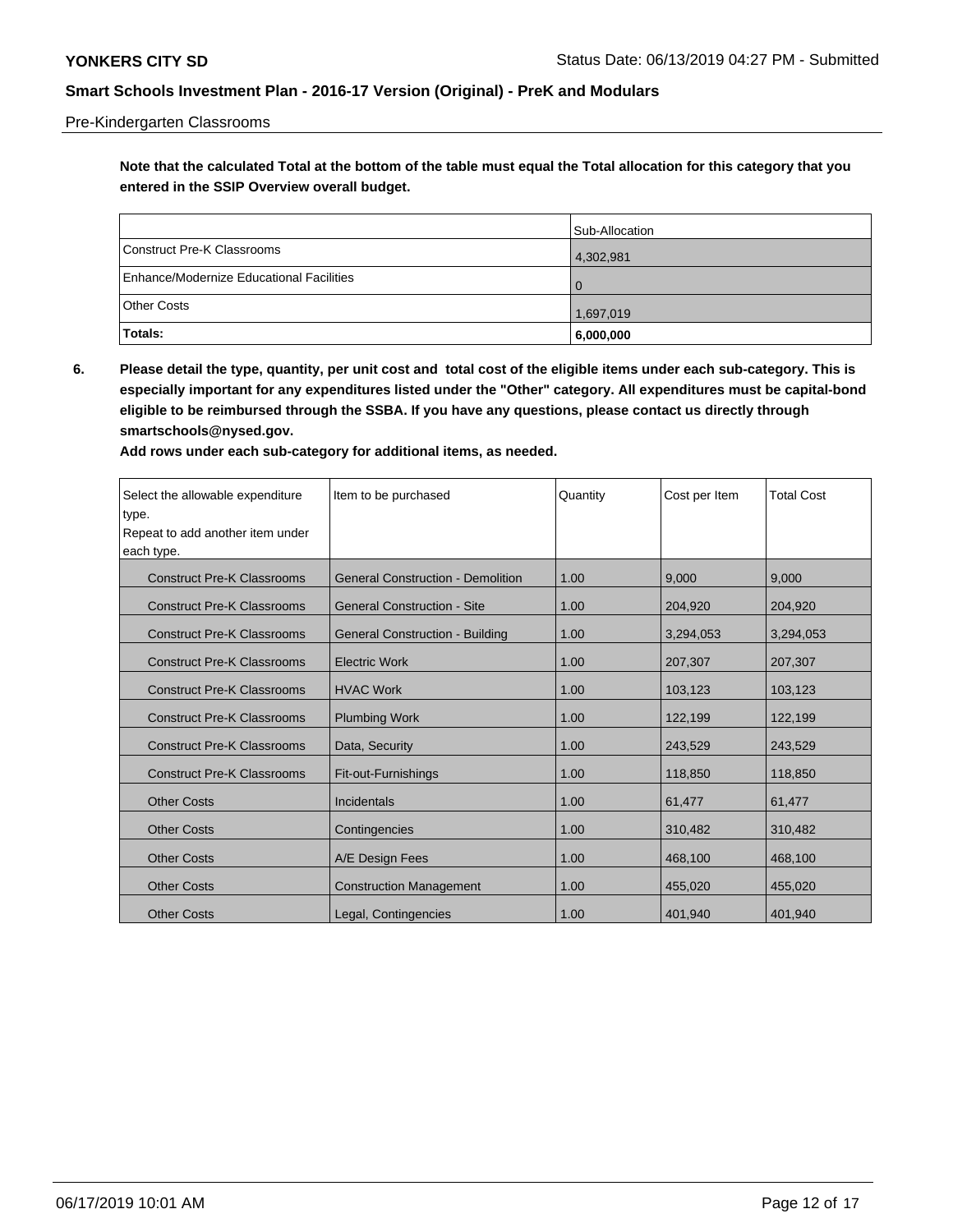Pre-Kindergarten Classrooms

**Note that the calculated Total at the bottom of the table must equal the Total allocation for this category that you entered in the SSIP Overview overall budget.**

| | Sub-Allocation |
|---|---|
| Construct Pre-K Classrooms | 4,302,981 |
| Enhance/Modernize Educational Facilities | 0 |
| Other Costs | 1,697,019 |
| **Totals:** | **6,000,000** |

**6. Please detail the type, quantity, per unit cost and total cost of the eligible items under each sub-category. This is especially important for any expenditures listed under the "Other" category. All expenditures must be capital-bond eligible to be reimbursed through the SSBA. If you have any questions, please contact us directly through smartschools@nysed.gov.**

**Add rows under each sub-category for additional items, as needed.**

| Select the allowable expenditure type. Repeat to add another item under each type. | Item to be purchased | Quantity | Cost per Item | Total Cost |
|---|---|---|---|---|
| Construct Pre-K Classrooms | General Construction - Demolition | 1.00 | 9,000 | 9,000 |
| Construct Pre-K Classrooms | General Construction - Site | 1.00 | 204,920 | 204,920 |
| Construct Pre-K Classrooms | General Construction - Building | 1.00 | 3,294,053 | 3,294,053 |
| Construct Pre-K Classrooms | Electric Work | 1.00 | 207,307 | 207,307 |
| Construct Pre-K Classrooms | HVAC Work | 1.00 | 103,123 | 103,123 |
| Construct Pre-K Classrooms | Plumbing Work | 1.00 | 122,199 | 122,199 |
| Construct Pre-K Classrooms | Data, Security | 1.00 | 243,529 | 243,529 |
| Construct Pre-K Classrooms | Fit-out-Furnishings | 1.00 | 118,850 | 118,850 |
| Other Costs | Incidentals | 1.00 | 61,477 | 61,477 |
| Other Costs | Contingencies | 1.00 | 310,482 | 310,482 |
| Other Costs | A/E Design Fees | 1.00 | 468,100 | 468,100 |
| Other Costs | Construction Management | 1.00 | 455,020 | 455,020 |
| Other Costs | Legal, Contingencies | 1.00 | 401,940 | 401,940 |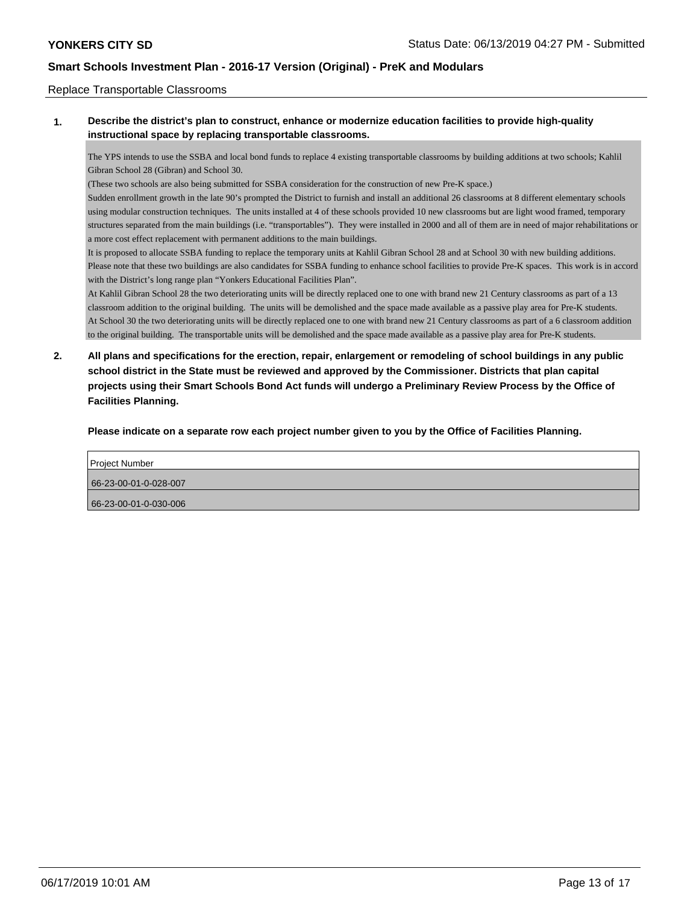Replace Transportable Classrooms

**1. Describe the district's plan to construct, enhance or modernize education facilities to provide high-quality instructional space by replacing transportable classrooms.**

The YPS intends to use the SSBA and local bond funds to replace 4 existing transportable classrooms by building additions at two schools; Kahlil Gibran School 28 (Gibran) and School 30.
(These two schools are also being submitted for SSBA consideration for the construction of new Pre-K space.)
Sudden enrollment growth in the late 90's prompted the District to furnish and install an additional 26 classrooms at 8 different elementary schools using modular construction techniques. The units installed at 4 of these schools provided 10 new classrooms but are light wood framed, temporary structures separated from the main buildings (i.e. "transportables"). They were installed in 2000 and all of them are in need of major rehabilitations or a more cost effect replacement with permanent additions to the main buildings.
It is proposed to allocate SSBA funding to replace the temporary units at Kahlil Gibran School 28 and at School 30 with new building additions. Please note that these two buildings are also candidates for SSBA funding to enhance school facilities to provide Pre-K spaces. This work is in accord with the District's long range plan "Yonkers Educational Facilities Plan".
At Kahlil Gibran School 28 the two deteriorating units will be directly replaced one to one with brand new 21 Century classrooms as part of a 13 classroom addition to the original building. The units will be demolished and the space made available as a passive play area for Pre-K students.
At School 30 the two deteriorating units will be directly replaced one to one with brand new 21 Century classrooms as part of a 6 classroom addition to the original building. The transportable units will be demolished and the space made available as a passive play area for Pre-K students.

**2. All plans and specifications for the erection, repair, enlargement or remodeling of school buildings in any public school district in the State must be reviewed and approved by the Commissioner. Districts that plan capital projects using their Smart Schools Bond Act funds will undergo a Preliminary Review Process by the Office of Facilities Planning.**

**Please indicate on a separate row each project number given to you by the Office of Facilities Planning.**

| Project Number |
|---|
| 66-23-00-01-0-028-007 |
| 66-23-00-01-0-030-006 |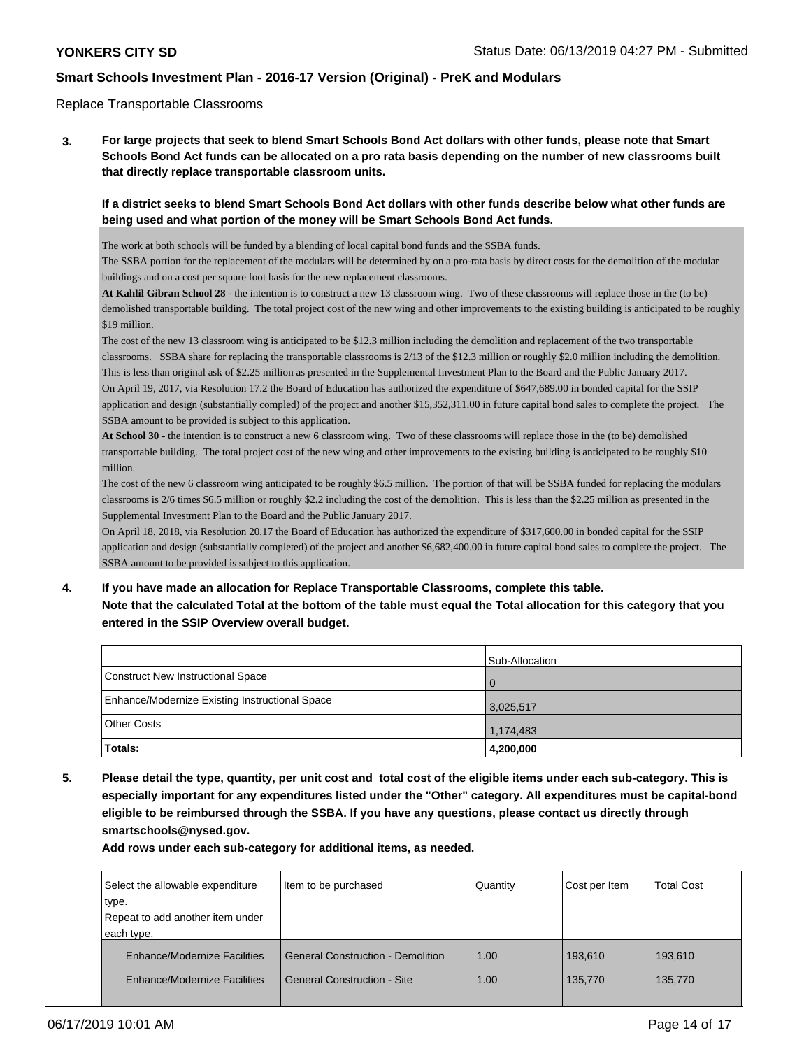Replace Transportable Classrooms

**3. For large projects that seek to blend Smart Schools Bond Act dollars with other funds, please note that Smart Schools Bond Act funds can be allocated on a pro rata basis depending on the number of new classrooms built that directly replace transportable classroom units.**

**If a district seeks to blend Smart Schools Bond Act dollars with other funds describe below what other funds are being used and what portion of the money will be Smart Schools Bond Act funds.**

The work at both schools will be funded by a blending of local capital bond funds and the SSBA funds.
The SSBA portion for the replacement of the modulars will be determined by on a pro-rata basis by direct costs for the demolition of the modular buildings and on a cost per square foot basis for the new replacement classrooms.
**At Kahlil Gibran School 28** - the intention is to construct a new 13 classroom wing. Two of these classrooms will replace those in the (to be) demolished transportable building. The total project cost of the new wing and other improvements to the existing building is anticipated to be roughly $19 million.
The cost of the new 13 classroom wing is anticipated to be $12.3 million including the demolition and replacement of the two transportable classrooms. SSBA share for replacing the transportable classrooms is 2/13 of the $12.3 million or roughly $2.0 million including the demolition. This is less than original ask of $2.25 million as presented in the Supplemental Investment Plan to the Board and the Public January 2017.
On April 19, 2017, via Resolution 17.2 the Board of Education has authorized the expenditure of $647,689.00 in bonded capital for the SSIP application and design (substantially compled) of the project and another $15,352,311.00 in future capital bond sales to complete the project. The SSBA amount to be provided is subject to this application.
**At School 30** - the intention is to construct a new 6 classroom wing. Two of these classrooms will replace those in the (to be) demolished transportable building. The total project cost of the new wing and other improvements to the existing building is anticipated to be roughly $10 million.
The cost of the new 6 classroom wing anticipated to be roughly $6.5 million. The portion of that will be SSBA funded for replacing the modulars classrooms is 2/6 times $6.5 million or roughly $2.2 including the cost of the demolition. This is less than the $2.25 million as presented in the Supplemental Investment Plan to the Board and the Public January 2017.
On April 18, 2018, via Resolution 20.17 the Board of Education has authorized the expenditure of $317,600.00 in bonded capital for the SSIP application and design (substantially completed) of the project and another $6,682,400.00 in future capital bond sales to complete the project. The SSBA amount to be provided is subject to this application.

**4. If you have made an allocation for Replace Transportable Classrooms, complete this table. Note that the calculated Total at the bottom of the table must equal the Total allocation for this category that you entered in the SSIP Overview overall budget.**

| | Sub-Allocation |
|---|---|
| Construct New Instructional Space | 0 |
| Enhance/Modernize Existing Instructional Space | 3,025,517 |
| Other Costs | 1,174,483 |
| **Totals:** | **4,200,000** |

**5. Please detail the type, quantity, per unit cost and total cost of the eligible items under each sub-category. This is especially important for any expenditures listed under the "Other" category. All expenditures must be capital-bond eligible to be reimbursed through the SSBA. If you have any questions, please contact us directly through smartschools@nysed.gov.**

**Add rows under each sub-category for additional items, as needed.**

| Select the allowable expenditure type. Repeat to add another item under each type. | Item to be purchased | Quantity | Cost per Item | Total Cost |
|---|---|---|---|---|
| Enhance/Modernize Facilities | General Construction - Demolition | 1.00 | 193,610 | 193,610 |
| Enhance/Modernize Facilities | General Construction - Site | 1.00 | 135,770 | 135,770 |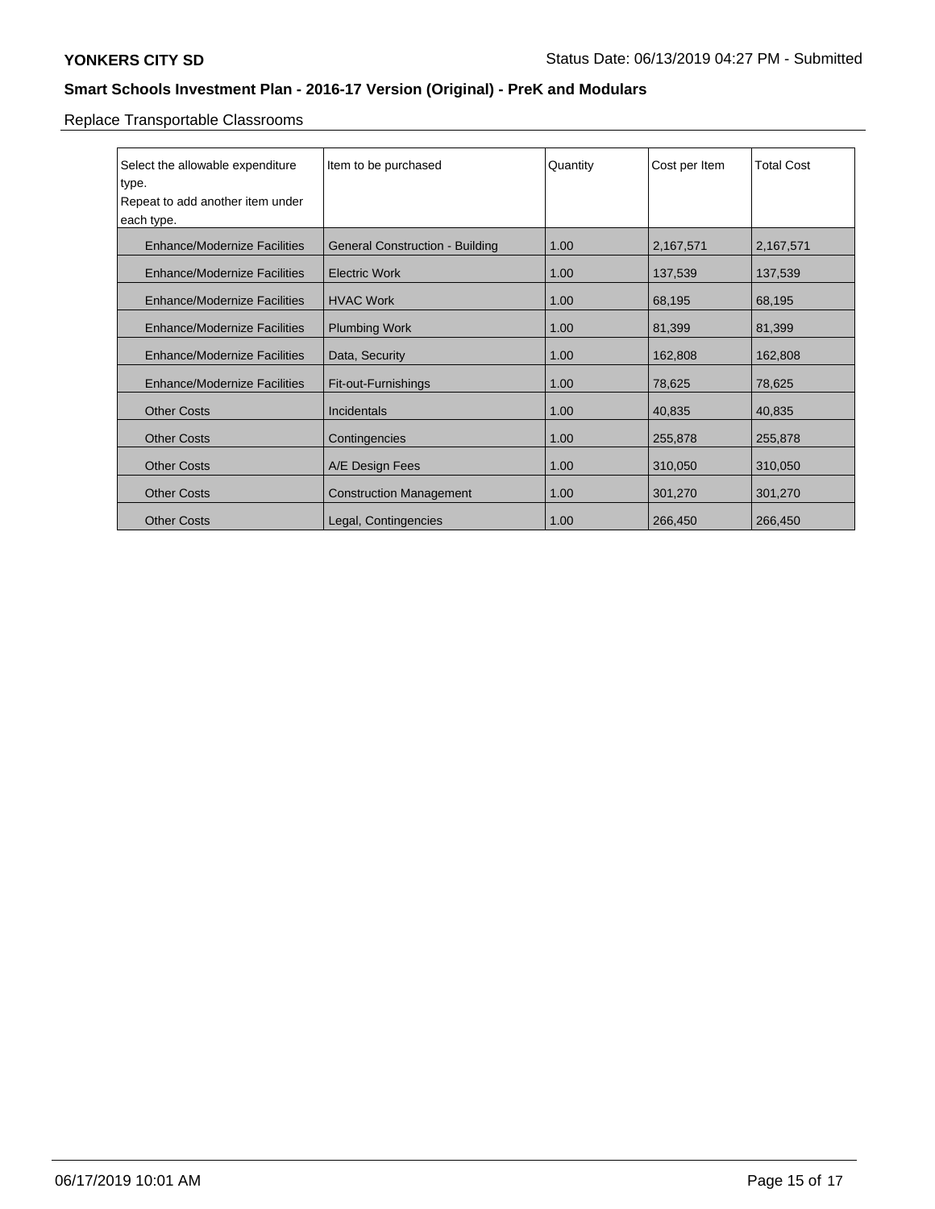Replace Transportable Classrooms

| Select the allowable expenditure type. Repeat to add another item under each type. | Item to be purchased | Quantity | Cost per Item | Total Cost |
|---|---|---|---|---|
| Enhance/Modernize Facilities | General Construction - Building | 1.00 | 2,167,571 | 2,167,571 |
| Enhance/Modernize Facilities | Electric Work | 1.00 | 137,539 | 137,539 |
| Enhance/Modernize Facilities | HVAC Work | 1.00 | 68,195 | 68,195 |
| Enhance/Modernize Facilities | Plumbing Work | 1.00 | 81,399 | 81,399 |
| Enhance/Modernize Facilities | Data, Security | 1.00 | 162,808 | 162,808 |
| Enhance/Modernize Facilities | Fit-out-Furnishings | 1.00 | 78,625 | 78,625 |
| Other Costs | Incidentals | 1.00 | 40,835 | 40,835 |
| Other Costs | Contingencies | 1.00 | 255,878 | 255,878 |
| Other Costs | A/E Design Fees | 1.00 | 310,050 | 310,050 |
| Other Costs | Construction Management | 1.00 | 301,270 | 301,270 |
| Other Costs | Legal, Contingencies | 1.00 | 266,450 | 266,450 |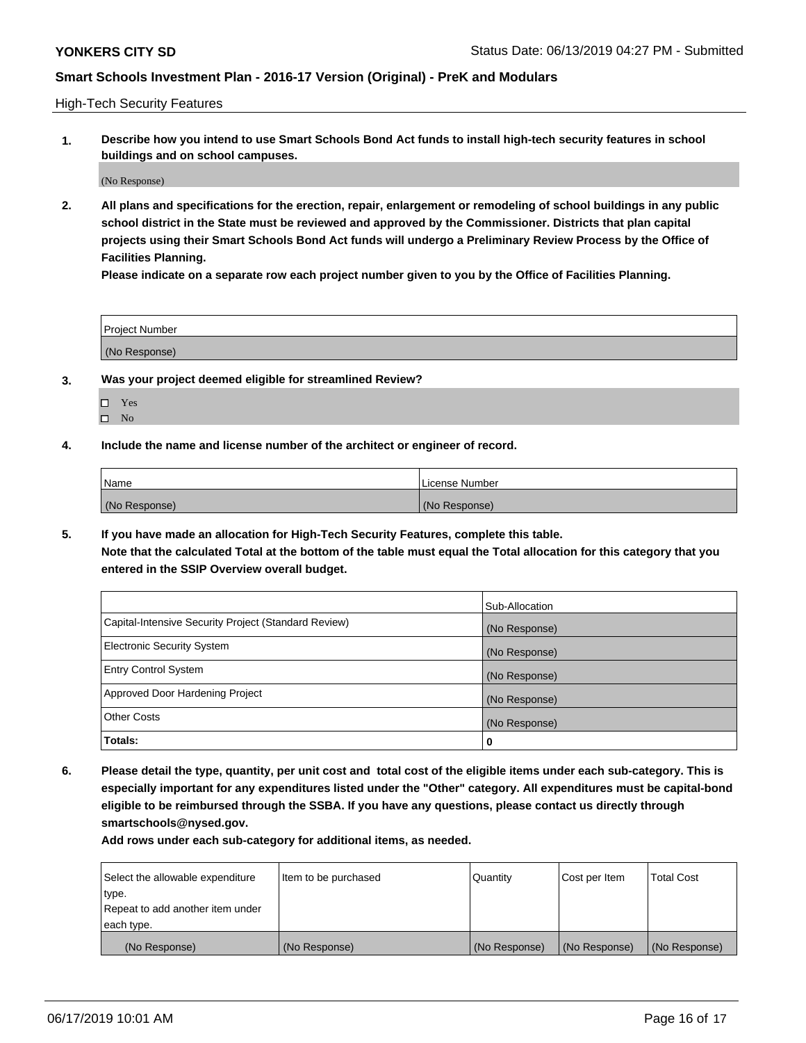High-Tech Security Features

**1. Describe how you intend to use Smart Schools Bond Act funds to install high-tech security features in school buildings and on school campuses.**

(No Response)

**2. All plans and specifications for the erection, repair, enlargement or remodeling of school buildings in any public school district in the State must be reviewed and approved by the Commissioner. Districts that plan capital projects using their Smart Schools Bond Act funds will undergo a Preliminary Review Process by the Office of Facilities Planning.**

**Please indicate on a separate row each project number given to you by the Office of Facilities Planning.**

| Project Number |
| --- |
| (No Response) |

**3. Was your project deemed eligible for streamlined Review?**

- ☐ Yes
- ☐ No

**4. Include the name and license number of the architect or engineer of record.**

| Name | License Number |
| --- | --- |
| (No Response) | (No Response) |

**5. If you have made an allocation for High-Tech Security Features, complete this table.**

**Note that the calculated Total at the bottom of the table must equal the Total allocation for this category that you entered in the SSIP Overview overall budget.**

| | Sub-Allocation |
| --- | --- |
| Capital-Intensive Security Project (Standard Review) | (No Response) |
| Electronic Security System | (No Response) |
| Entry Control System | (No Response) |
| Approved Door Hardening Project | (No Response) |
| Other Costs | (No Response) |
| **Totals:** | **0** |

**6. Please detail the type, quantity, per unit cost and total cost of the eligible items under each sub-category. This is especially important for any expenditures listed under the "Other" category. All expenditures must be capital-bond eligible to be reimbursed through the SSBA. If you have any questions, please contact us directly through smartschools@nysed.gov.**

**Add rows under each sub-category for additional items, as needed.**

| Select the allowable expenditure type. Repeat to add another item under each type. | Item to be purchased | Quantity | Cost per Item | Total Cost |
| --- | --- | --- | --- | --- |
| (No Response) | (No Response) | (No Response) | (No Response) | (No Response) |